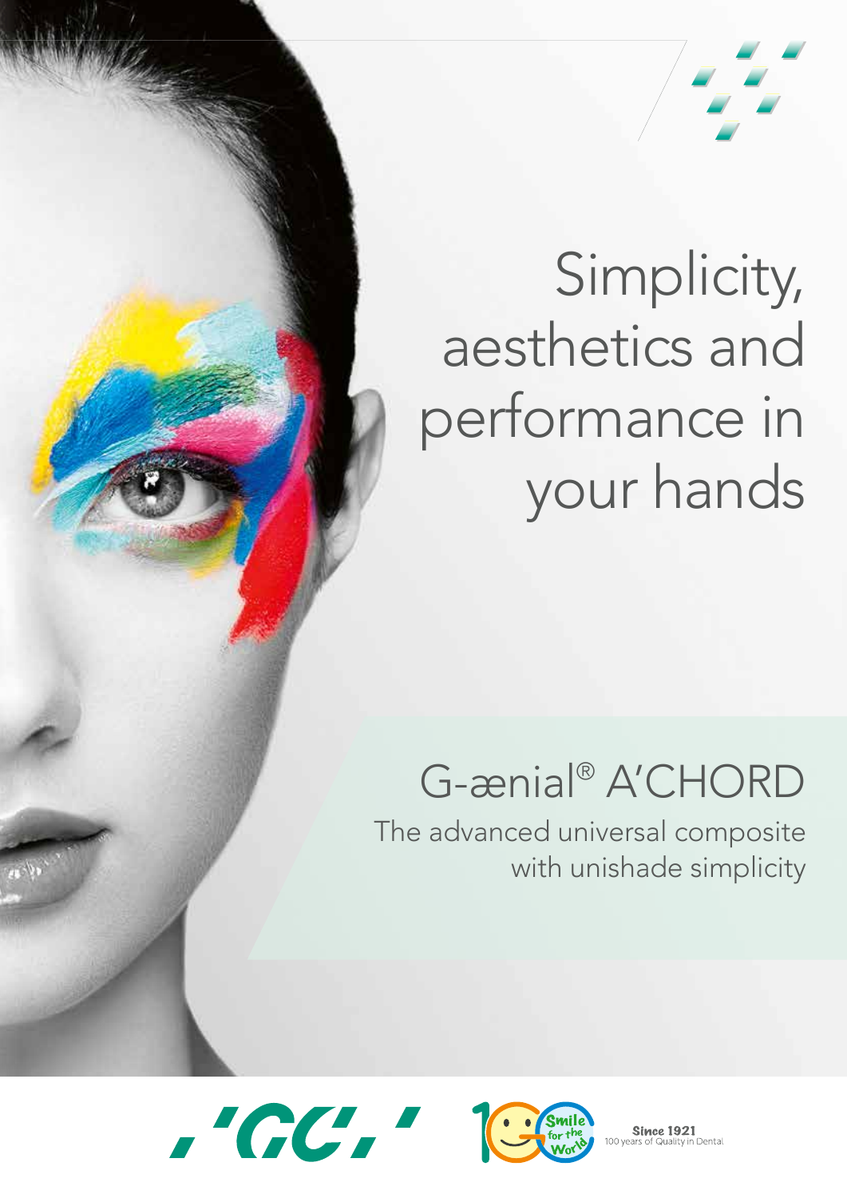# Simplicity, aesthetics and performance in your hands

## G-ænial® A'CHORD

The advanced universal composite with unishade simplicity

GC

Smile for the World

**Since 1921**
100 years of Quality in Dental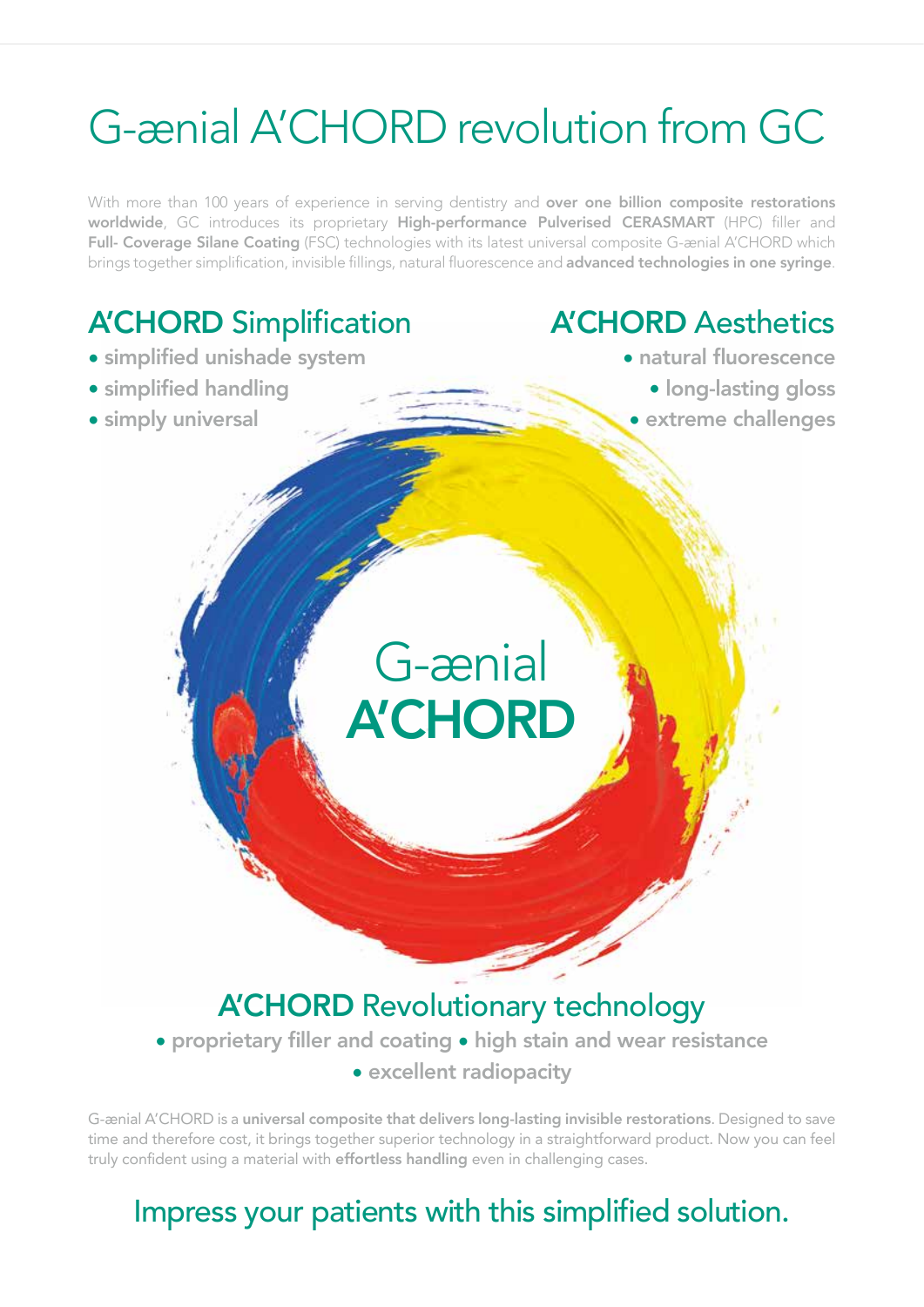# G-ænial A'CHORD revolution from GC

With more than 100 years of experience in serving dentistry and **over one billion composite restorations worldwide**, GC introduces its proprietary **High-performance Pulverised CERASMART** (HPC) filler and **Full- Coverage Silane Coating** (FSC) technologies with its latest universal composite G-ænial A'CHORD which brings together simplification, invisible fillings, natural fluorescence and **advanced technologies in one syringe**.

## A'CHORD Simplification

- simplified unishade system
- simplified handling
- simply universal

## A'CHORD Aesthetics

- natural fluorescence
- long-lasting gloss
- extreme challenges

G-ænial
**A'CHORD**

## A'CHORD Revolutionary technology

- proprietary filler and coating
- high stain and wear resistance
- excellent radiopacity

G-ænial A'CHORD is a **universal composite that delivers long-lasting invisible restorations**. Designed to save time and therefore cost, it brings together superior technology in a straightforward product. Now you can feel truly confident using a material with **effortless handling** even in challenging cases.

## Impress your patients with this simplified solution.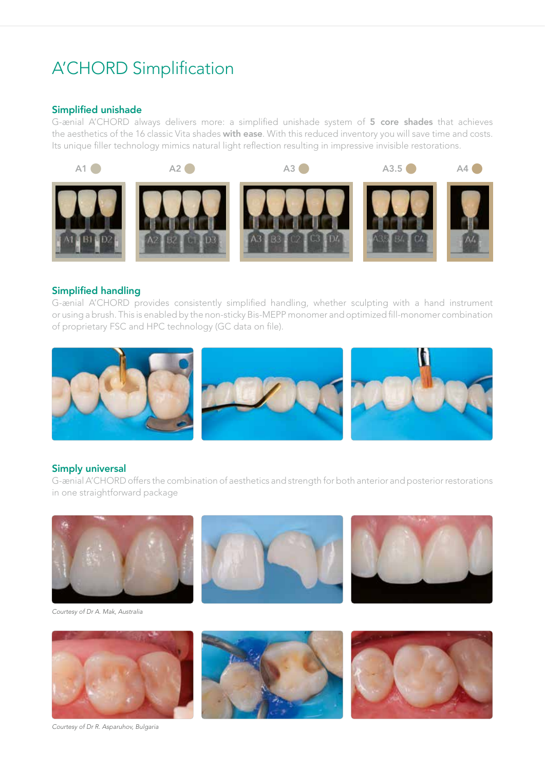# A'CHORD Simplification

## Simplified unishade

G-ænial A'CHORD always delivers more: a simplified unishade system of **5 core shades** that achieves the aesthetics of the 16 classic Vita shades **with ease**. With this reduced inventory you will save time and costs. Its unique filler technology mimics natural light reflection resulting in impressive invisible restorations.

A1 A2 A3 A3.5 A4

## Simplified handling

G-ænial A'CHORD provides consistently simplified handling, whether sculpting with a hand instrument or using a brush. This is enabled by the non-sticky Bis-MEPP monomer and optimized fill-monomer combination of proprietary FSC and HPC technology (GC data on file).

## Simply universal

G-ænial A'CHORD offers the combination of aesthetics and strength for both anterior and posterior restorations in one straightforward package

*Courtesy of Dr A. Mak, Australia*

*Courtesy of Dr R. Asparuhov, Bulgaria*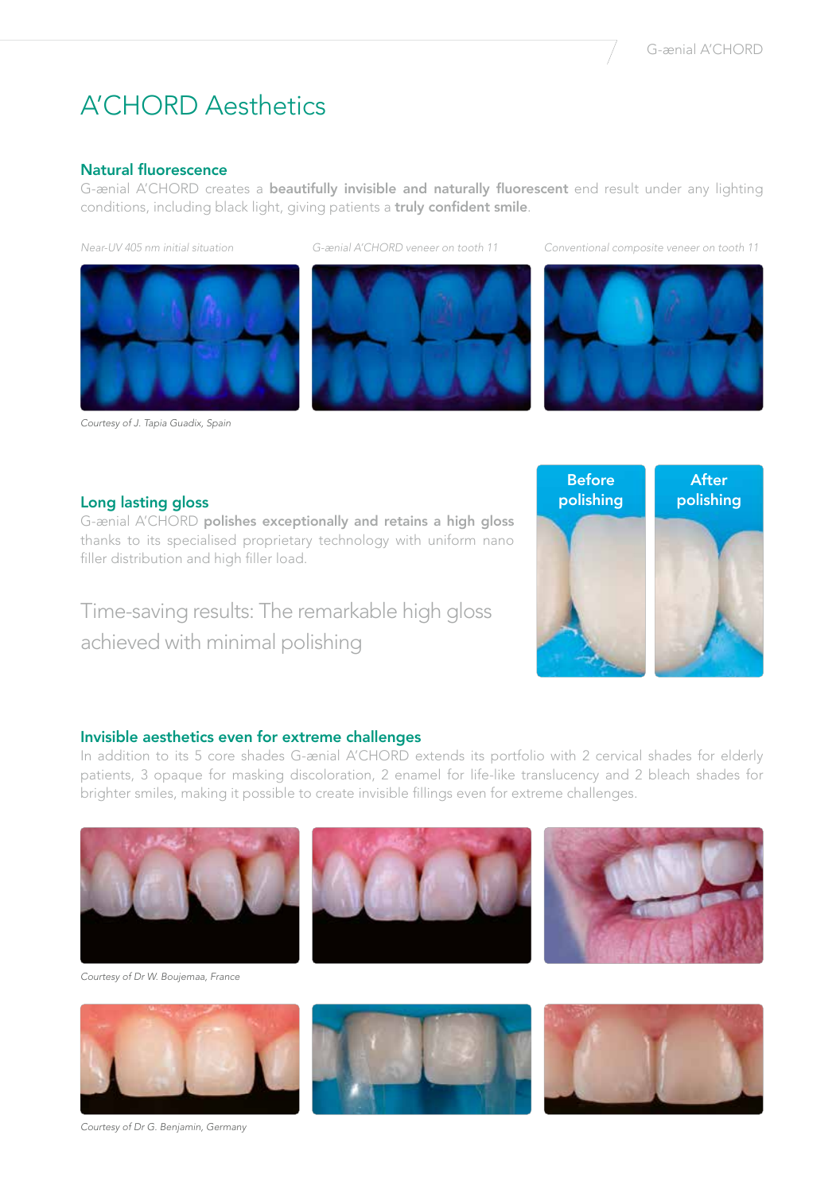# A'CHORD Aesthetics

## Natural fluorescence

G-ænial A'CHORD creates a **beautifully invisible and naturally fluorescent** end result under any lighting conditions, including black light, giving patients a **truly confident smile**.

*Near-UV 405 nm initial situation*

*G-ænial A'CHORD veneer on tooth 11*

*Conventional composite veneer on tooth 11*

*Courtesy of J. Tapia Guadix, Spain*

## Long lasting gloss

G-ænial A'CHORD **polishes exceptionally and retains a high gloss** thanks to its specialised proprietary technology with uniform nano filler distribution and high filler load.

Time-saving results: The remarkable high gloss achieved with minimal polishing

**Before polishing**

**After polishing**

## Invisible aesthetics even for extreme challenges

In addition to its 5 core shades G-ænial A'CHORD extends its portfolio with 2 cervical shades for elderly patients, 3 opaque for masking discoloration, 2 enamel for life-like translucency and 2 bleach shades for brighter smiles, making it possible to create invisible fillings even for extreme challenges.

*Courtesy of Dr W. Boujemaa, France*

*Courtesy of Dr G. Benjamin, Germany*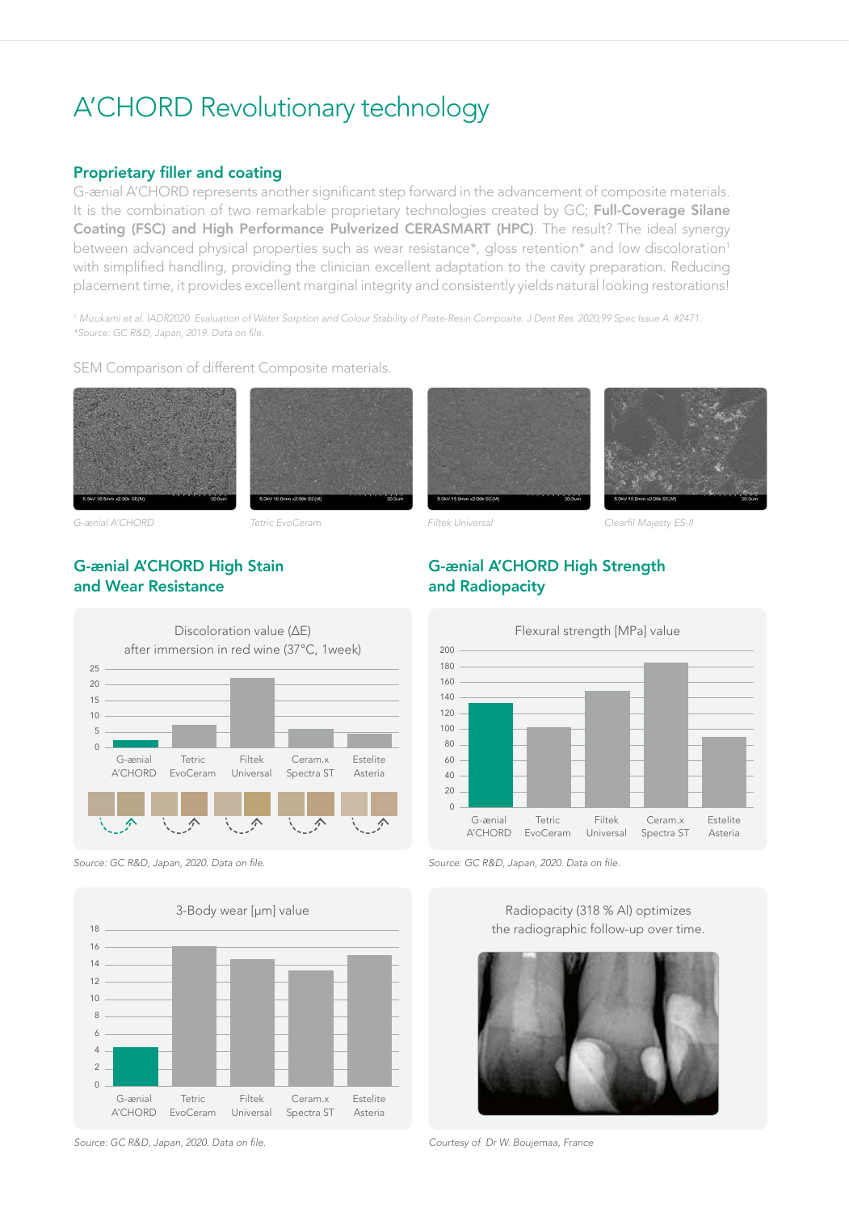# A'CHORD Revolutionary technology

## Proprietary filler and coating

G-ænial A'CHORD represents another significant step forward in the advancement of composite materials. It is the combination of two remarkable proprietary technologies created by GC; **Full-Coverage Silane Coating (FSC) and High Performance Pulverized CERASMART (HPC)**. The result? The ideal synergy between advanced physical properties such as wear resistance*, gloss retention* and low discoloration[1] with simplified handling, providing the clinician excellent adaptation to the cavity preparation. Reducing placement time, it provides excellent marginal integrity and consistently yields natural looking restorations!

*[1] Mizukami et al. IADR2020. Evaluation of Water Sorption and Colour Stability of Paste-Resin Composite. J Dent Res. 2020;99 Spec Issue A: #2471.*
**Source: GC R&D, Japan, 2019. Data on file.*

SEM Comparison of different Composite materials.

*G-ænial A'CHORD* | *Tetric EvoCeram* | *Filtek Universal* | *Clearfil Majesty ES-II*

## G-ænial A'CHORD High Stain and Wear Resistance

Discoloration value (ΔE) after immersion in red wine (37°C, 1week)

| G-ænial A'CHORD | Tetric EvoCeram | Filtek Universal | Ceram.x Spectra ST | Estelite Asteria |
|---|---|---|---|---|
| ~2 | ~7 | ~22 | ~6 | ~4 |

*Source: GC R&D, Japan, 2020. Data on file.*

3-Body wear [μm] value

| G-ænial A'CHORD | Tetric EvoCeram | Filtek Universal | Ceram.x Spectra ST | Estelite Asteria |
|---|---|---|---|---|
| ~4.5 | ~16 | ~14.5 | ~13 | ~15 |

*Source: GC R&D, Japan, 2020. Data on file.*

## G-ænial A'CHORD High Strength and Radiopacity

Flexural strength [MPa] value

| G-ænial A'CHORD | Tetric EvoCeram | Filtek Universal | Ceram.x Spectra ST | Estelite Asteria |
|---|---|---|---|---|
| ~133 | ~102 | ~148 | ~185 | ~90 |

*Source: GC R&D, Japan, 2020. Data on file.*

Radiopacity (318 % Al) optimizes the radiographic follow-up over time.

*Courtesy of Dr W. Boujemaa, France*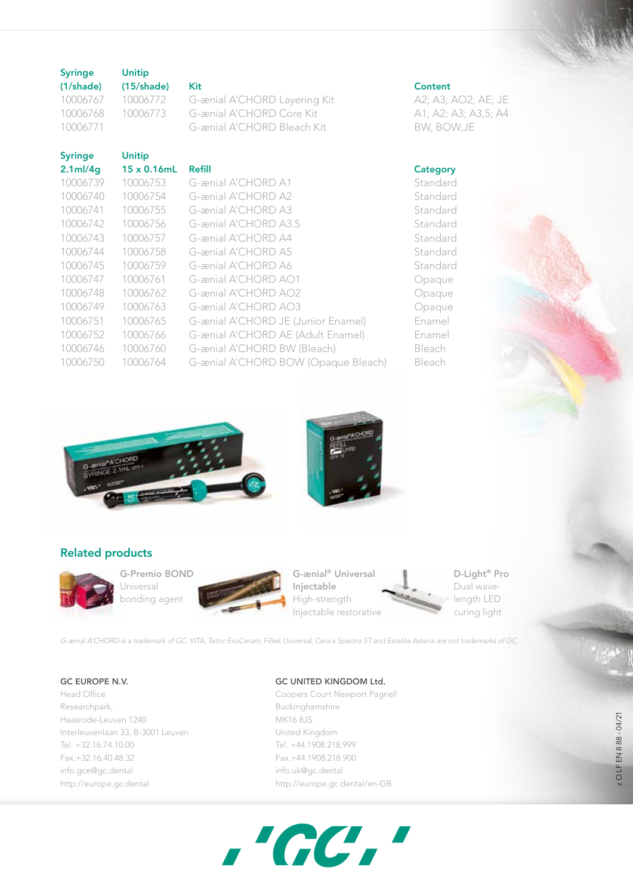| Syringe (1/shade) | Unitip (15/shade) | Kit | Content |
|---|---|---|---|
| 10006767 | 10006772 | G-ænial A'CHORD Layering Kit | A2; A3; AO2; AE; JE |
| 10006768 | 10006773 | G-ænial A'CHORD Core Kit | A1; A2; A3; A3,5; A4 |
| 10006771 | | G-ænial A'CHORD Bleach Kit | BW, BOW,JE |

| Syringe 2.1ml/4g | Unitip 15 x 0.16mL | Refill | Category |
|---|---|---|---|
| 10006739 | 10006753 | G-ænial A'CHORD A1 | Standard |
| 10006740 | 10006754 | G-ænial A'CHORD A2 | Standard |
| 10006741 | 10006755 | G-ænial A'CHORD A3 | Standard |
| 10006742 | 10006756 | G-ænial A'CHORD A3.5 | Standard |
| 10006743 | 10006757 | G-ænial A'CHORD A4 | Standard |
| 10006744 | 10006758 | G-ænial A'CHORD A5 | Standard |
| 10006745 | 10006759 | G-ænial A'CHORD A6 | Standard |
| 10006747 | 10006761 | G-ænial A'CHORD AO1 | Opaque |
| 10006748 | 10006762 | G-ænial A'CHORD AO2 | Opaque |
| 10006749 | 10006763 | G-ænial A'CHORD AO3 | Opaque |
| 10006751 | 10006765 | G-ænial A'CHORD JE (Junior Enamel) | Enamel |
| 10006752 | 10006766 | G-ænial A'CHORD AE (Adult Enamel) | Enamel |
| 10006746 | 10006760 | G-ænial A'CHORD BW (Bleach) | Bleach |
| 10006750 | 10006764 | G-ænial A'CHORD BOW (Opaque Bleach) | Bleach |

## Related products

**G-Premio BOND**
Universal bonding agent

**G-ænial® Universal Injectable**
High-strength Injectable restorative

**D-Light® Pro**
Dual wave-length LED curing light

*G-ænial A'CHORD is a trademark of GC. VITA, Tetric EvoCeram, Filtek Universal, Cera.x Spectra ST and Estelite Asteria are not trademarks of GC.*

**GC EUROPE N.V.**
Head Office
Researchpark,
Haasrode-Leuven 1240
Interleuvenlaan 33, B-3001 Leuven
Tel. +32.16.74.10.00
Fax.+32.16.40.48.32
info.gce@gc.dental
http://europe.gc.dental

**GC UNITED KINGDOM Ltd.**
Coopers Court Newport Pagnell
Buckinghamshire
MK16 8JS
United Kingdom
Tel. +44.1908.218.999
Fax.+44.1908.218.900
info.uk@gc.dental
http://europe.gc.dental/en-GB

z OLF EN 8 88 - 04/21

,'GC,'